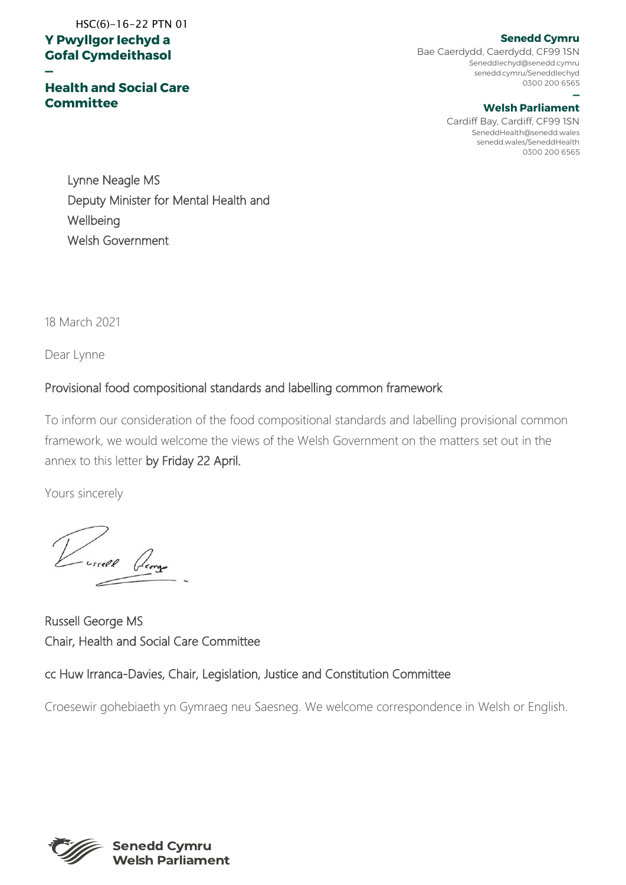HSC(6)-16-22 PTN 01

**Y Pwyllgor Iechyd a Gofal Cymdeithasol**

—

**Health and Social Care Committee**

**Senedd Cymru**
Bae Caerdydd, Caerdydd, CF99 1SN
SeneddIechyd@senedd.cymru
senedd.cymru/SeneddIechyd
0300 200 6565

—

**Welsh Parliament**
Cardiff Bay, Cardiff, CF99 1SN
SeneddHealth@senedd.wales
senedd.wales/SeneddHealth
0300 200 6565

Lynne Neagle MS
Deputy Minister for Mental Health and Wellbeing
Welsh Government

18 March 2021

Dear Lynne

Provisional food compositional standards and labelling common framework

To inform our consideration of the food compositional standards and labelling provisional common framework, we would welcome the views of the Welsh Government on the matters set out in the annex to this letter **by Friday 22 April.**

Yours sincerely

Russell George MS
Chair, Health and Social Care Committee

cc Huw Irranca-Davies, Chair, Legislation, Justice and Constitution Committee

Croesewir gohebiaeth yn Gymraeg neu Saesneg. We welcome correspondence in Welsh or English.

**Senedd Cymru**
**Welsh Parliament**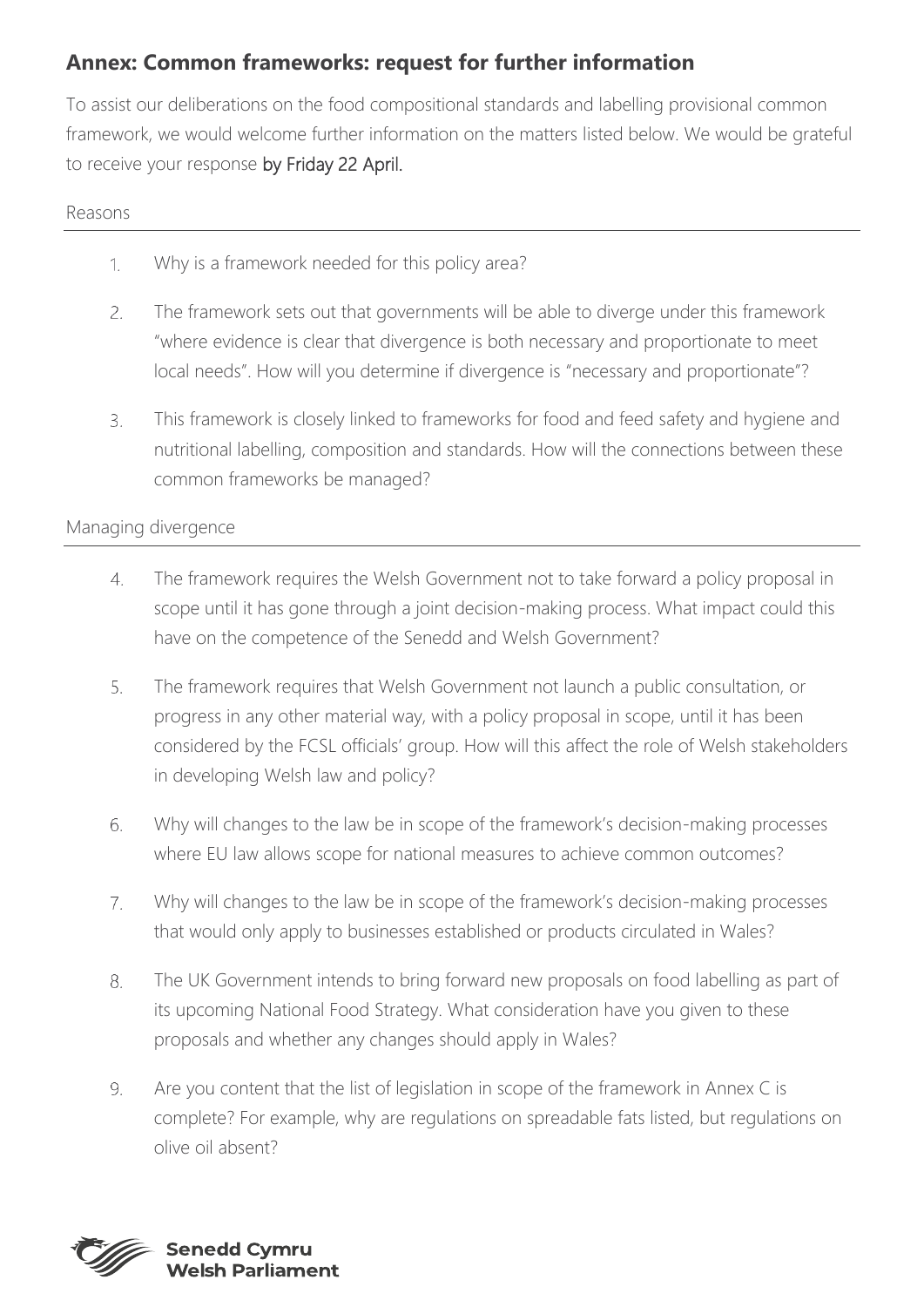## Annex: Common frameworks: request for further information

To assist our deliberations on the food compositional standards and labelling provisional common framework, we would welcome further information on the matters listed below. We would be grateful to receive your response by Friday 22 April.

### Reasons

1. Why is a framework needed for this policy area?
2. The framework sets out that governments will be able to diverge under this framework "where evidence is clear that divergence is both necessary and proportionate to meet local needs". How will you determine if divergence is "necessary and proportionate"?
3. This framework is closely linked to frameworks for food and feed safety and hygiene and nutritional labelling, composition and standards. How will the connections between these common frameworks be managed?

### Managing divergence

4. The framework requires the Welsh Government not to take forward a policy proposal in scope until it has gone through a joint decision-making process. What impact could this have on the competence of the Senedd and Welsh Government?
5. The framework requires that Welsh Government not launch a public consultation, or progress in any other material way, with a policy proposal in scope, until it has been considered by the FCSL officials' group. How will this affect the role of Welsh stakeholders in developing Welsh law and policy?
6. Why will changes to the law be in scope of the framework's decision-making processes where EU law allows scope for national measures to achieve common outcomes?
7. Why will changes to the law be in scope of the framework's decision-making processes that would only apply to businesses established or products circulated in Wales?
8. The UK Government intends to bring forward new proposals on food labelling as part of its upcoming National Food Strategy. What consideration have you given to these proposals and whether any changes should apply in Wales?
9. Are you content that the list of legislation in scope of the framework in Annex C is complete? For example, why are regulations on spreadable fats listed, but regulations on olive oil absent?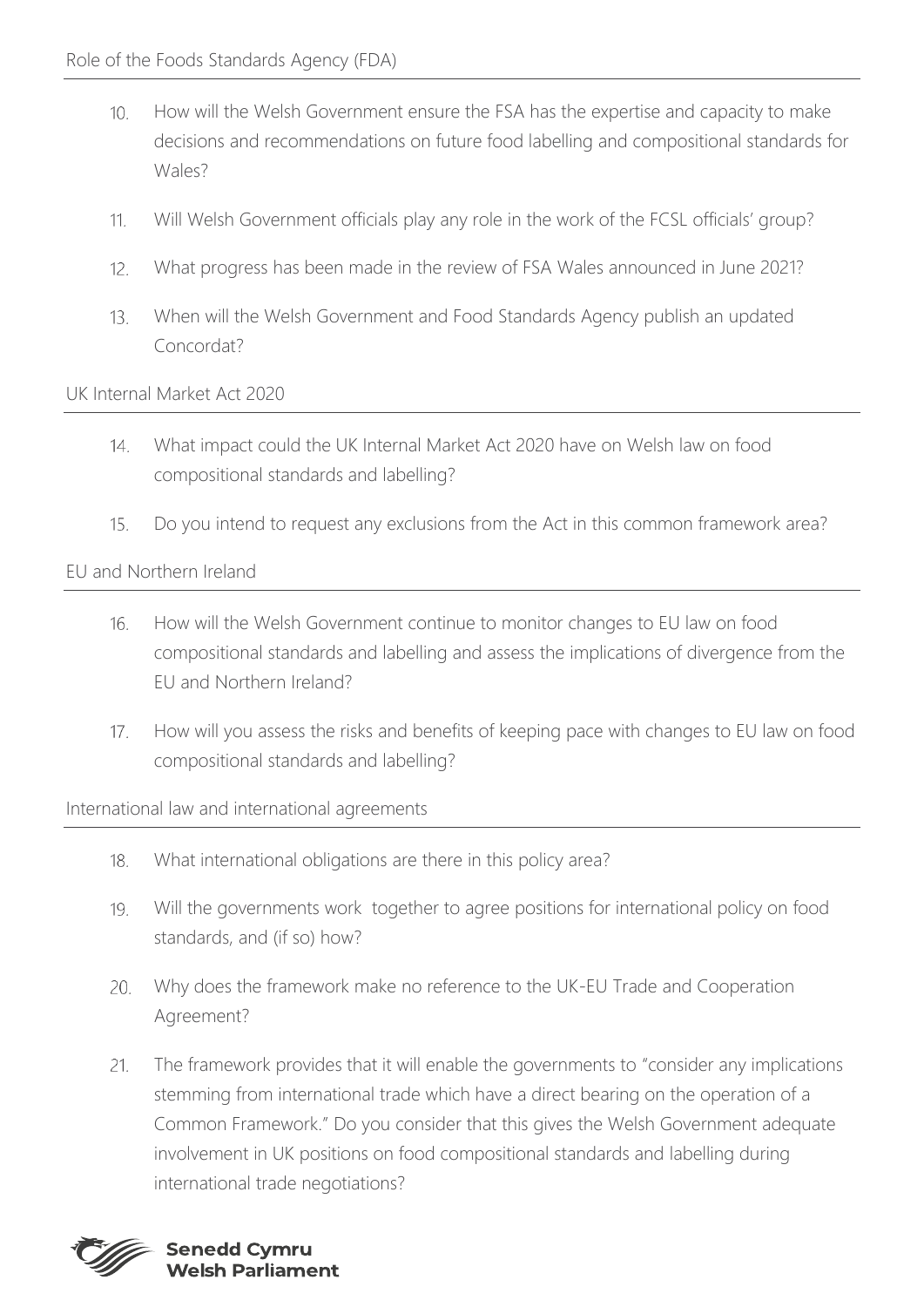## Role of the Foods Standards Agency (FDA)

10. How will the Welsh Government ensure the FSA has the expertise and capacity to make decisions and recommendations on future food labelling and compositional standards for Wales?

11. Will Welsh Government officials play any role in the work of the FCSL officials' group?

12. What progress has been made in the review of FSA Wales announced in June 2021?

13. When will the Welsh Government and Food Standards Agency publish an updated Concordat?

## UK Internal Market Act 2020

14. What impact could the UK Internal Market Act 2020 have on Welsh law on food compositional standards and labelling?

15. Do you intend to request any exclusions from the Act in this common framework area?

## EU and Northern Ireland

16. How will the Welsh Government continue to monitor changes to EU law on food compositional standards and labelling and assess the implications of divergence from the EU and Northern Ireland?

17. How will you assess the risks and benefits of keeping pace with changes to EU law on food compositional standards and labelling?

## International law and international agreements

18. What international obligations are there in this policy area?

19. Will the governments work together to agree positions for international policy on food standards, and (if so) how?

20. Why does the framework make no reference to the UK-EU Trade and Cooperation Agreement?

21. The framework provides that it will enable the governments to "consider any implications stemming from international trade which have a direct bearing on the operation of a Common Framework." Do you consider that this gives the Welsh Government adequate involvement in UK positions on food compositional standards and labelling during international trade negotiations?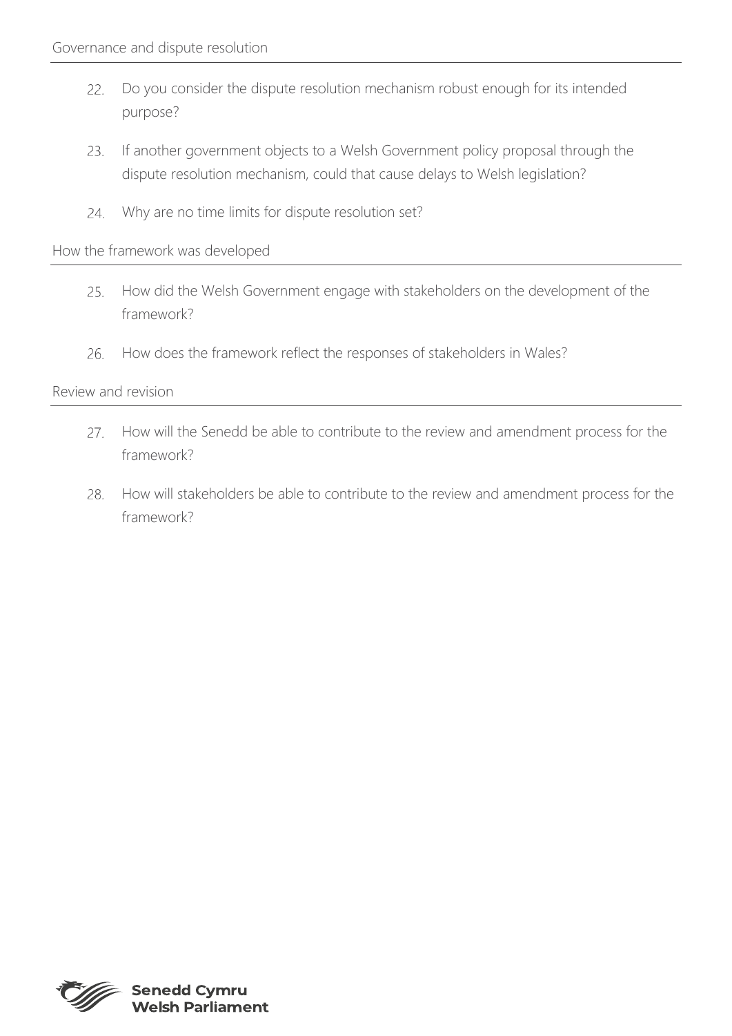## Governance and dispute resolution

22. Do you consider the dispute resolution mechanism robust enough for its intended purpose?

23. If another government objects to a Welsh Government policy proposal through the dispute resolution mechanism, could that cause delays to Welsh legislation?

24. Why are no time limits for dispute resolution set?

## How the framework was developed

25. How did the Welsh Government engage with stakeholders on the development of the framework?

26. How does the framework reflect the responses of stakeholders in Wales?

## Review and revision

27. How will the Senedd be able to contribute to the review and amendment process for the framework?

28. How will stakeholders be able to contribute to the review and amendment process for the framework?